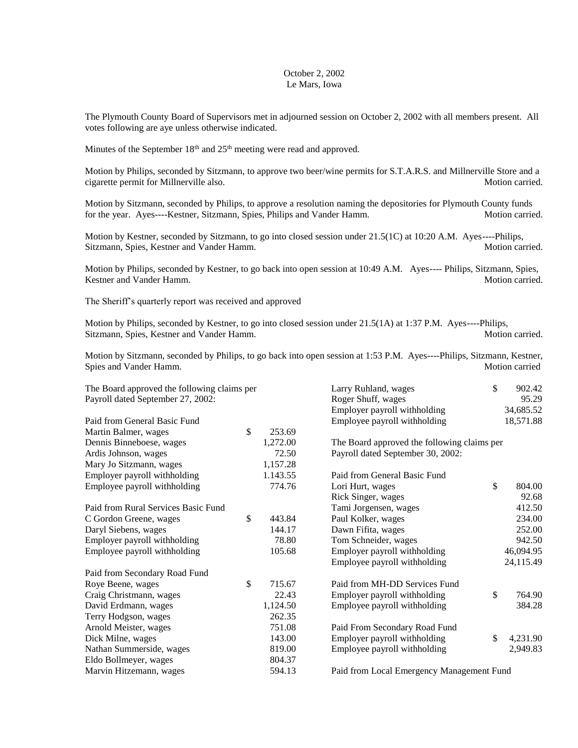October 2, 2002
Le Mars, Iowa

The Plymouth County Board of Supervisors met in adjourned session on October 2, 2002 with all members present. All votes following are aye unless otherwise indicated.

Minutes of the September 18th and 25th meeting were read and approved.

Motion by Philips, seconded by Sitzmann, to approve two beer/wine permits for S.T.A.R.S. and Millnerville Store and a cigarette permit for Millnerville also. Motion carried.

Motion by Sitzmann, seconded by Philips, to approve a resolution naming the depositories for Plymouth County funds for the year. Ayes----Kestner, Sitzmann, Spies, Philips and Vander Hamm. Motion carried.

Motion by Kestner, seconded by Sitzmann, to go into closed session under 21.5(1C) at 10:20 A.M. Ayes----Philips, Sitzmann, Spies, Kestner and Vander Hamm. Motion carried.

Motion by Philips, seconded by Kestner, to go back into open session at 10:49 A.M. Ayes---- Philips, Sitzmann, Spies, Kestner and Vander Hamm. Motion carried.

The Sheriff's quarterly report was received and approved

Motion by Philips, seconded by Kestner, to go into closed session under 21.5(1A) at 1:37 P.M. Ayes----Philips, Sitzmann, Spies, Kestner and Vander Hamm. Motion carried.

Motion by Sitzmann, seconded by Philips, to go back into open session at 1:53 P.M. Ayes----Philips, Sitzmann, Kestner, Spies and Vander Hamm. Motion carried

The Board approved the following claims per Payroll dated September 27, 2002:

Paid from General Basic Fund

| | |
|---|---|
| Martin Balmer, wages | $ 253.69 |
| Dennis Binneboese, wages | 1,272.00 |
| Ardis Johnson, wages | 72.50 |
| Mary Jo Sitzmann, wages | 1,157.28 |
| Employer payroll withholding | 1.143.55 |
| Employee payroll withholding | 774.76 |

Paid from Rural Services Basic Fund

| | |
|---|---|
| C Gordon Greene, wages | $ 443.84 |
| Daryl Siebens, wages | 144.17 |
| Employer payroll withholding | 78.80 |
| Employee payroll withholding | 105.68 |

Paid from Secondary Road Fund

| | |
|---|---|
| Roye Beene, wages | $ 715.67 |
| Craig Christmann, wages | 22.43 |
| David Erdmann, wages | 1,124.50 |
| Terry Hodgson, wages | 262.35 |
| Arnold Meister, wages | 751.08 |
| Dick Milne, wages | 143.00 |
| Nathan Summerside, wages | 819.00 |
| Eldo Bollmeyer, wages | 804.37 |
| Marvin Hitzemann, wages | 594.13 |
| Larry Ruhland, wages | $ 902.42 |
| Roger Shuff, wages | 95.29 |
| Employer payroll withholding | 34,685.52 |
| Employee payroll withholding | 18,571.88 |

The Board approved the following claims per Payroll dated September 30, 2002:

Paid from General Basic Fund

| | |
|---|---|
| Lori Hurt, wages | $ 804.00 |
| Rick Singer, wages | 92.68 |
| Tami Jorgensen, wages | 412.50 |
| Paul Kolker, wages | 234.00 |
| Dawn Fifita, wages | 252.00 |
| Tom Schneider, wages | 942.50 |
| Employer payroll withholding | 46,094.95 |
| Employee payroll withholding | 24,115.49 |

Paid from MH-DD Services Fund

| | |
|---|---|
| Employer payroll withholding | $ 764.90 |
| Employee payroll withholding | 384.28 |

Paid From Secondary Road Fund

| | |
|---|---|
| Employer payroll withholding | $ 4,231.90 |
| Employee payroll withholding | 2,949.83 |

Paid from Local Emergency Management Fund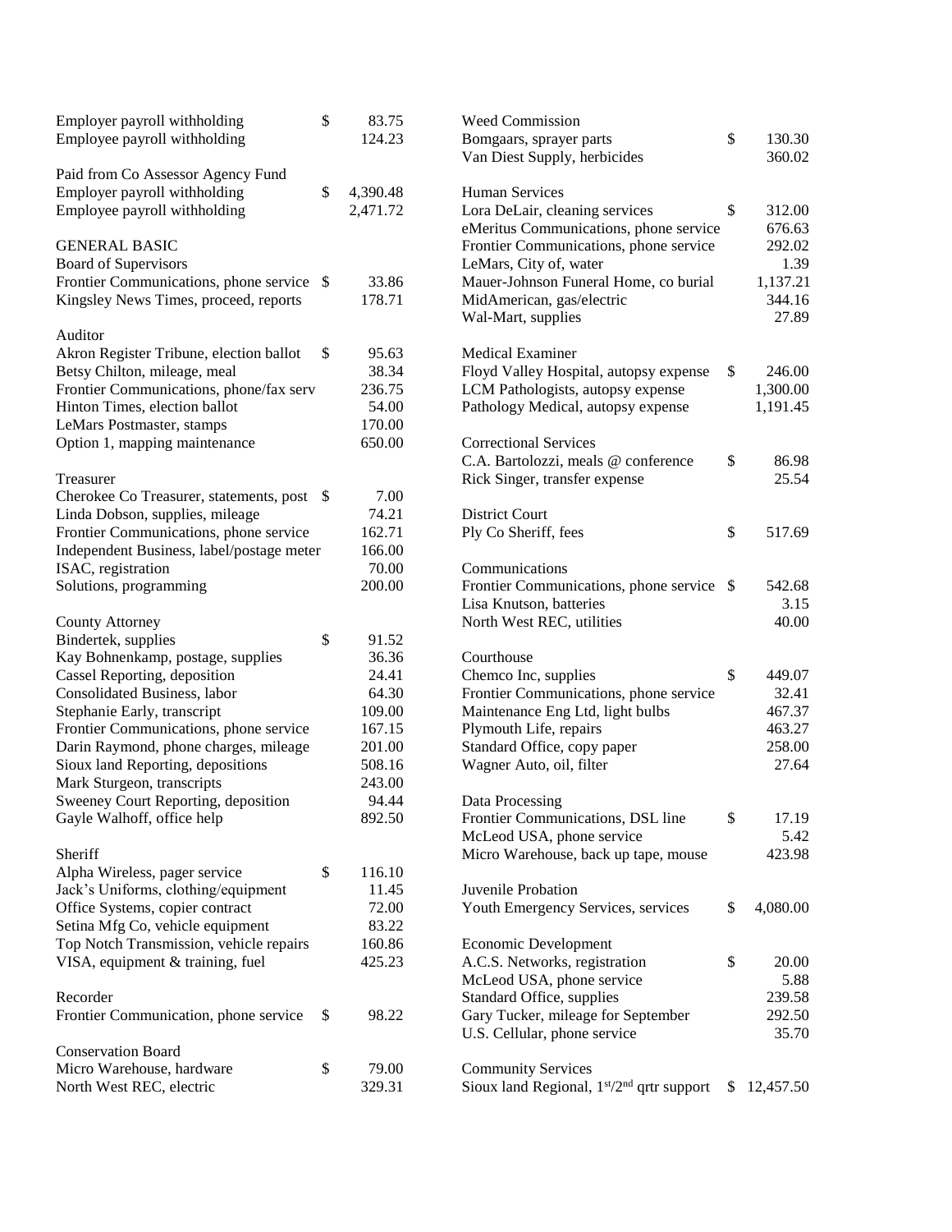| | | |
|---|---|---|
| Employer payroll withholding | $ | 83.75 |
| Employee payroll withholding | | 124.23 |

Paid from Co Assessor Agency Fund

| | | |
|---|---|---|
| Employer payroll withholding | $ | 4,390.48 |
| Employee payroll withholding | | 2,471.72 |

GENERAL BASIC

Board of Supervisors

| | | |
|---|---|---|
| Frontier Communications, phone service | $ | 33.86 |
| Kingsley News Times, proceed, reports | | 178.71 |

Auditor

| | | |
|---|---|---|
| Akron Register Tribune, election ballot | $ | 95.63 |
| Betsy Chilton, mileage, meal | | 38.34 |
| Frontier Communications, phone/fax serv | | 236.75 |
| Hinton Times, election ballot | | 54.00 |
| LeMars Postmaster, stamps | | 170.00 |
| Option 1, mapping maintenance | | 650.00 |

Treasurer

| | | |
|---|---|---|
| Cherokee Co Treasurer, statements, post | $ | 7.00 |
| Linda Dobson, supplies, mileage | | 74.21 |
| Frontier Communications, phone service | | 162.71 |
| Independent Business, label/postage meter | | 166.00 |
| ISAC, registration | | 70.00 |
| Solutions, programming | | 200.00 |

County Attorney

| | | |
|---|---|---|
| Bindertek, supplies | $ | 91.52 |
| Kay Bohnenkamp, postage, supplies | | 36.36 |
| Cassel Reporting, deposition | | 24.41 |
| Consolidated Business, labor | | 64.30 |
| Stephanie Early, transcript | | 109.00 |
| Frontier Communications, phone service | | 167.15 |
| Darin Raymond, phone charges, mileage | | 201.00 |
| Sioux land Reporting, depositions | | 508.16 |
| Mark Sturgeon, transcripts | | 243.00 |
| Sweeney Court Reporting, deposition | | 94.44 |
| Gayle Walhoff, office help | | 892.50 |

Sheriff

| | | |
|---|---|---|
| Alpha Wireless, pager service | $ | 116.10 |
| Jack's Uniforms, clothing/equipment | | 11.45 |
| Office Systems, copier contract | | 72.00 |
| Setina Mfg Co, vehicle equipment | | 83.22 |
| Top Notch Transmission, vehicle repairs | | 160.86 |
| VISA, equipment & training, fuel | | 425.23 |

Recorder

| | | |
|---|---|---|
| Frontier Communication, phone service | $ | 98.22 |

Conservation Board

| | | |
|---|---|---|
| Micro Warehouse, hardware | $ | 79.00 |
| North West REC, electric | | 329.31 |

Weed Commission

| | | |
|---|---|---|
| Bomgaars, sprayer parts | $ | 130.30 |
| Van Diest Supply, herbicides | | 360.02 |

Human Services

| | | |
|---|---|---|
| Lora DeLair, cleaning services | $ | 312.00 |
| eMeritus Communications, phone service | | 676.63 |
| Frontier Communications, phone service | | 292.02 |
| LeMars, City of, water | | 1.39 |
| Mauer-Johnson Funeral Home, co burial | | 1,137.21 |
| MidAmerican, gas/electric | | 344.16 |
| Wal-Mart, supplies | | 27.89 |

Medical Examiner

| | | |
|---|---|---|
| Floyd Valley Hospital, autopsy expense | $ | 246.00 |
| LCM Pathologists, autopsy expense | | 1,300.00 |
| Pathology Medical, autopsy expense | | 1,191.45 |

Correctional Services

| | | |
|---|---|---|
| C.A. Bartolozzi, meals @ conference | $ | 86.98 |
| Rick Singer, transfer expense | | 25.54 |

District Court

| | | |
|---|---|---|
| Ply Co Sheriff, fees | $ | 517.69 |

Communications

| | | |
|---|---|---|
| Frontier Communications, phone service | $ | 542.68 |
| Lisa Knutson, batteries | | 3.15 |
| North West REC, utilities | | 40.00 |

Courthouse

| | | |
|---|---|---|
| Chemco Inc, supplies | $ | 449.07 |
| Frontier Communications, phone service | | 32.41 |
| Maintenance Eng Ltd, light bulbs | | 467.37 |
| Plymouth Life, repairs | | 463.27 |
| Standard Office, copy paper | | 258.00 |
| Wagner Auto, oil, filter | | 27.64 |

Data Processing

| | | |
|---|---|---|
| Frontier Communications, DSL line | $ | 17.19 |
| McLeod USA, phone service | | 5.42 |
| Micro Warehouse, back up tape, mouse | | 423.98 |

Juvenile Probation

| | | |
|---|---|---|
| Youth Emergency Services, services | $ | 4,080.00 |

Economic Development

| | | |
|---|---|---|
| A.C.S. Networks, registration | $ | 20.00 |
| McLeod USA, phone service | | 5.88 |
| Standard Office, supplies | | 239.58 |
| Gary Tucker, mileage for September | | 292.50 |
| U.S. Cellular, phone service | | 35.70 |

Community Services

| | | |
|---|---|---|
| Sioux land Regional, 1st/2nd qrtr support | $ | 12,457.50 |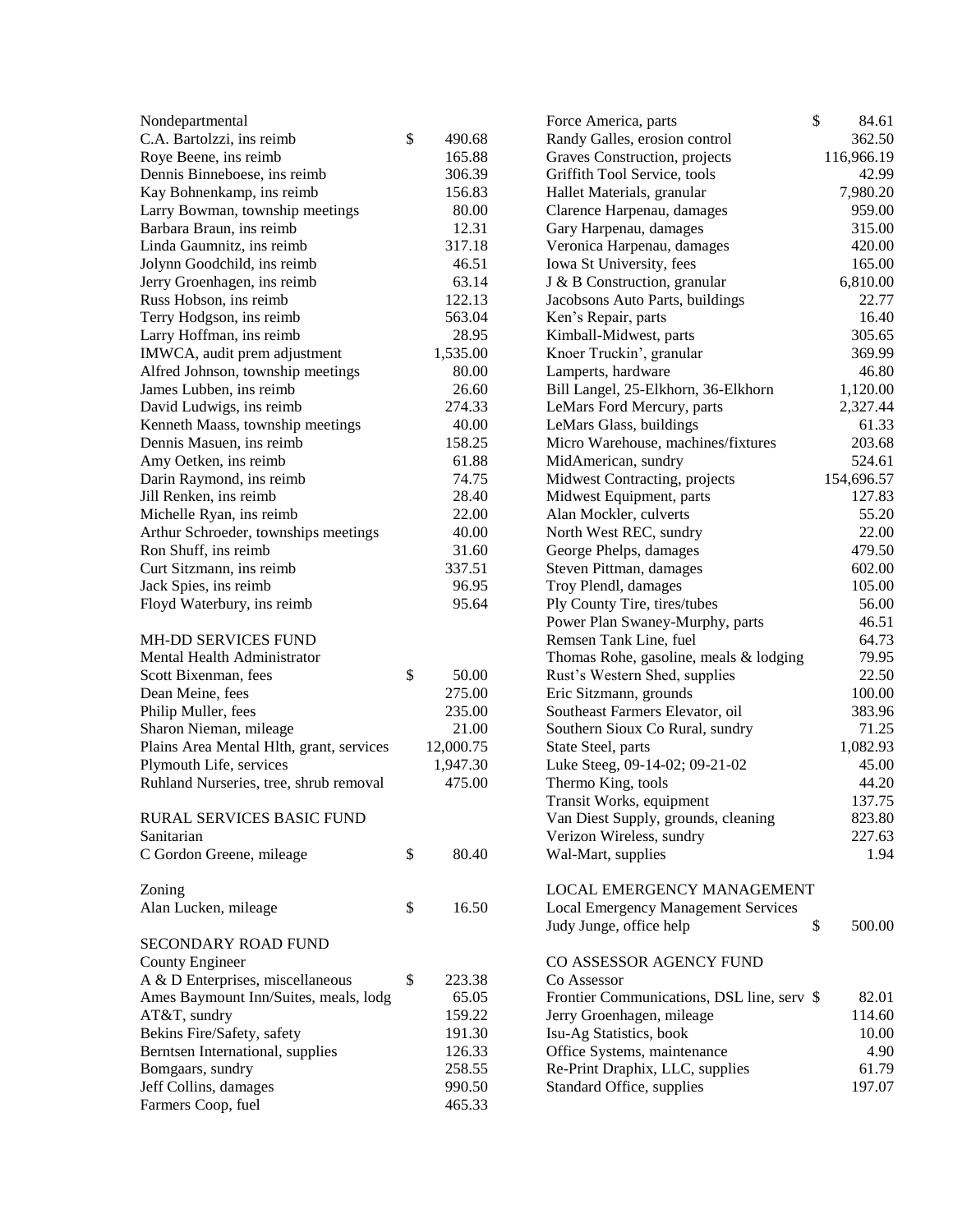Nondepartmental

| | |
|---|---|
| C.A. Bartolzzi, ins reimb | $ 490.68 |
| Roye Beene, ins reimb | 165.88 |
| Dennis Binneboese, ins reimb | 306.39 |
| Kay Bohnenkamp, ins reimb | 156.83 |
| Larry Bowman, township meetings | 80.00 |
| Barbara Braun, ins reimb | 12.31 |
| Linda Gaumnitz, ins reimb | 317.18 |
| Jolynn Goodchild, ins reimb | 46.51 |
| Jerry Groenhagen, ins reimb | 63.14 |
| Russ Hobson, ins reimb | 122.13 |
| Terry Hodgson, ins reimb | 563.04 |
| Larry Hoffman, ins reimb | 28.95 |
| IMWCA, audit prem adjustment | 1,535.00 |
| Alfred Johnson, township meetings | 80.00 |
| James Lubben, ins reimb | 26.60 |
| David Ludwigs, ins reimb | 274.33 |
| Kenneth Maass, township meetings | 40.00 |
| Dennis Masuen, ins reimb | 158.25 |
| Amy Oetken, ins reimb | 61.88 |
| Darin Raymond, ins reimb | 74.75 |
| Jill Renken, ins reimb | 28.40 |
| Michelle Ryan, ins reimb | 22.00 |
| Arthur Schroeder, townships meetings | 40.00 |
| Ron Shuff, ins reimb | 31.60 |
| Curt Sitzmann, ins reimb | 337.51 |
| Jack Spies, ins reimb | 96.95 |
| Floyd Waterbury, ins reimb | 95.64 |

MH-DD SERVICES FUND

Mental Health Administrator

| | |
|---|---|
| Scott Bixenman, fees | $ 50.00 |
| Dean Meine, fees | 275.00 |
| Philip Muller, fees | 235.00 |
| Sharon Nieman, mileage | 21.00 |
| Plains Area Mental Hlth, grant, services | 12,000.75 |
| Plymouth Life, services | 1,947.30 |
| Ruhland Nurseries, tree, shrub removal | 475.00 |

RURAL SERVICES BASIC FUND

Sanitarian

| | |
|---|---|
| C Gordon Greene, mileage | $ 80.40 |

Zoning

| | |
|---|---|
| Alan Lucken, mileage | $ 16.50 |

SECONDARY ROAD FUND

County Engineer

| | |
|---|---|
| A & D Enterprises, miscellaneous | $ 223.38 |
| Ames Baymount Inn/Suites, meals, lodg | 65.05 |
| AT&T, sundry | 159.22 |
| Bekins Fire/Safety, safety | 191.30 |
| Berntsen International, supplies | 126.33 |
| Bomgaars, sundry | 258.55 |
| Jeff Collins, damages | 990.50 |
| Farmers Coop, fuel | 465.33 |
| Force America, parts | $ 84.61 |
| Randy Galles, erosion control | 362.50 |
| Graves Construction, projects | 116,966.19 |
| Griffith Tool Service, tools | 42.99 |
| Hallet Materials, granular | 7,980.20 |
| Clarence Harpenau, damages | 959.00 |
| Gary Harpenau, damages | 315.00 |
| Veronica Harpenau, damages | 420.00 |
| Iowa St University, fees | 165.00 |
| J & B Construction, granular | 6,810.00 |
| Jacobsons Auto Parts, buildings | 22.77 |
| Ken's Repair, parts | 16.40 |
| Kimball-Midwest, parts | 305.65 |
| Knoer Truckin', granular | 369.99 |
| Lamperts, hardware | 46.80 |
| Bill Langel, 25-Elkhorn, 36-Elkhorn | 1,120.00 |
| LeMars Ford Mercury, parts | 2,327.44 |
| LeMars Glass, buildings | 61.33 |
| Micro Warehouse, machines/fixtures | 203.68 |
| MidAmerican, sundry | 524.61 |
| Midwest Contracting, projects | 154,696.57 |
| Midwest Equipment, parts | 127.83 |
| Alan Mockler, culverts | 55.20 |
| North West REC, sundry | 22.00 |
| George Phelps, damages | 479.50 |
| Steven Pittman, damages | 602.00 |
| Troy Plendl, damages | 105.00 |
| Ply County Tire, tires/tubes | 56.00 |
| Power Plan Swaney-Murphy, parts | 46.51 |
| Remsen Tank Line, fuel | 64.73 |
| Thomas Rohe, gasoline, meals & lodging | 79.95 |
| Rust's Western Shed, supplies | 22.50 |
| Eric Sitzmann, grounds | 100.00 |
| Southeast Farmers Elevator, oil | 383.96 |
| Southern Sioux Co Rural, sundry | 71.25 |
| State Steel, parts | 1,082.93 |
| Luke Steeg, 09-14-02; 09-21-02 | 45.00 |
| Thermo King, tools | 44.20 |
| Transit Works, equipment | 137.75 |
| Van Diest Supply, grounds, cleaning | 823.80 |
| Verizon Wireless, sundry | 227.63 |
| Wal-Mart, supplies | 1.94 |

LOCAL EMERGENCY MANAGEMENT

Local Emergency Management Services

| | |
|---|---|
| Judy Junge, office help | $ 500.00 |

CO ASSESSOR AGENCY FUND

Co Assessor

| | |
|---|---|
| Frontier Communications, DSL line, serv | $ 82.01 |
| Jerry Groenhagen, mileage | 114.60 |
| Isu-Ag Statistics, book | 10.00 |
| Office Systems, maintenance | 4.90 |
| Re-Print Draphix, LLC, supplies | 61.79 |
| Standard Office, supplies | 197.07 |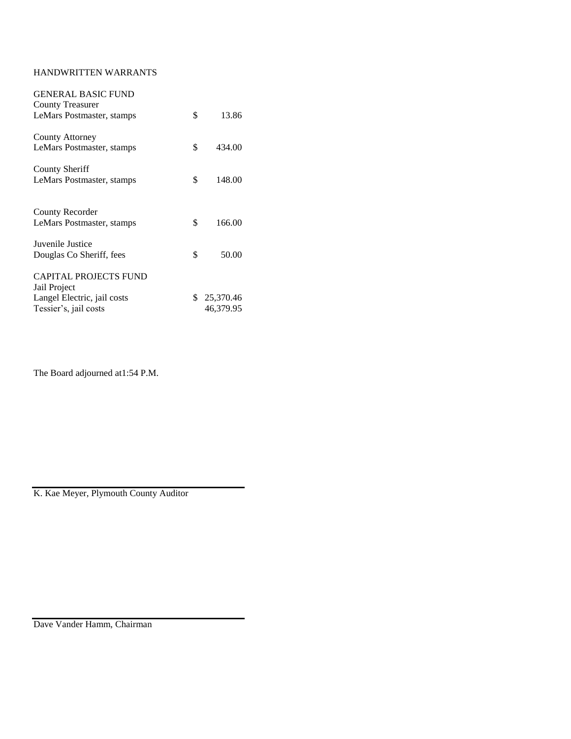HANDWRITTEN WARRANTS

| | | |
|---|---|---|
| GENERAL BASIC FUND | | |
| County Treasurer | | |
| LeMars Postmaster, stamps | $ | 13.86 |
| | | |
| County Attorney | | |
| LeMars Postmaster, stamps | $ | 434.00 |
| | | |
| County Sheriff | | |
| LeMars Postmaster, stamps | $ | 148.00 |
| | | |
| County Recorder | | |
| LeMars Postmaster, stamps | $ | 166.00 |
| | | |
| Juvenile Justice | | |
| Douglas Co Sheriff, fees | $ | 50.00 |
| | | |
| CAPITAL PROJECTS FUND | | |
| Jail Project | | |
| Langel Electric, jail costs | $ | 25,370.46 |
| Tessier's, jail costs | | 46,379.95 |

The Board adjourned at1:54 P.M.

K. Kae Meyer, Plymouth County Auditor

Dave Vander Hamm, Chairman